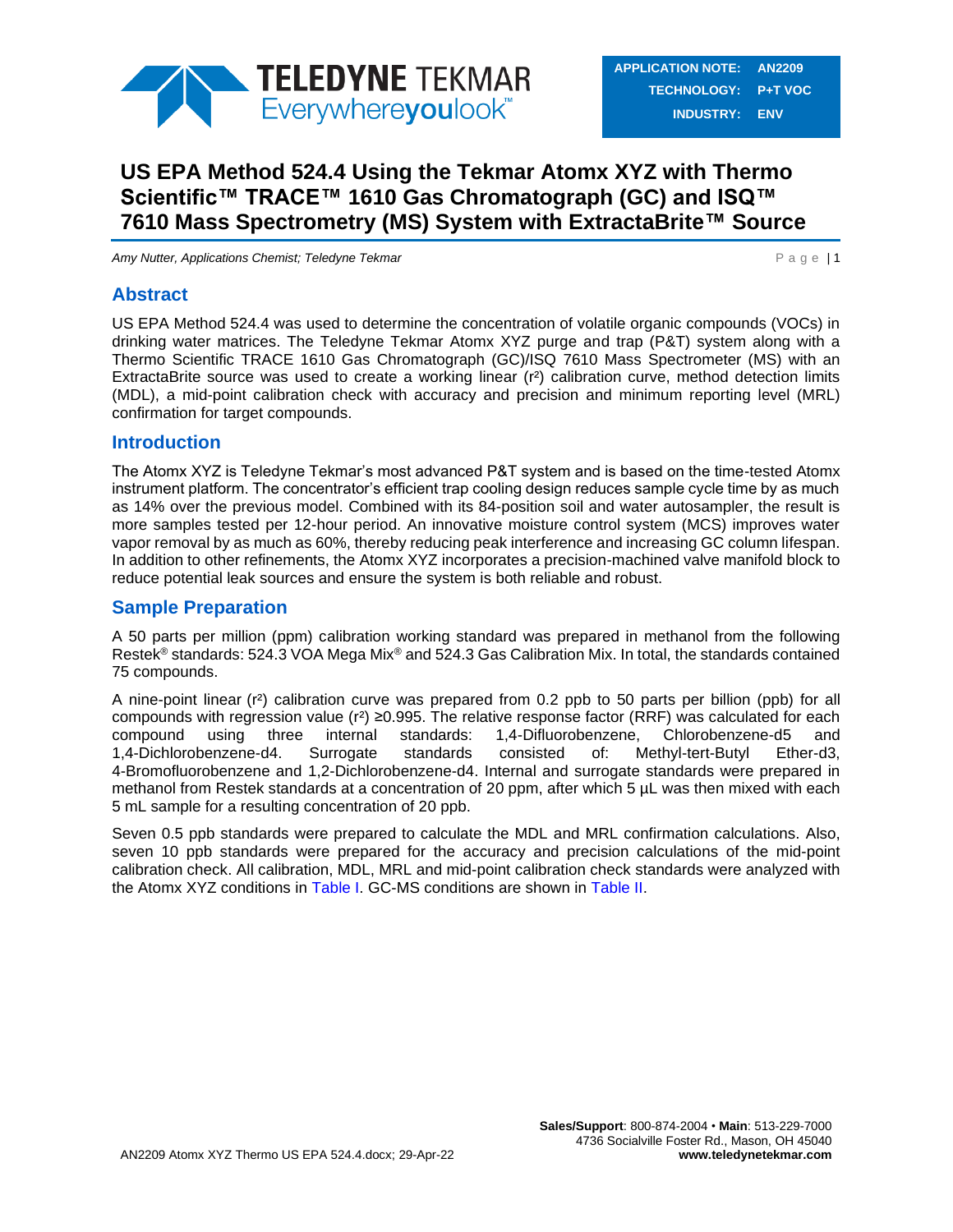| APPLICATION NOTE: | AN2209 |
| --- | --- |
| TECHNOLOGY: | P+T VOC |
| INDUSTRY: | ENV |

# US EPA Method 524.4 Using the Tekmar Atomx XYZ with Thermo Scientific™ TRACE™ 1610 Gas Chromatograph (GC) and ISQ™ 7610 Mass Spectrometry (MS) System with ExtractaBrite™ Source

*Amy Nutter, Applications Chemist; Teledyne Tekmar*

## Abstract

US EPA Method 524.4 was used to determine the concentration of volatile organic compounds (VOCs) in drinking water matrices. The Teledyne Tekmar Atomx XYZ purge and trap (P&T) system along with a Thermo Scientific TRACE 1610 Gas Chromatograph (GC)/ISQ 7610 Mass Spectrometer (MS) with an ExtractaBrite source was used to create a working linear ($r^2$) calibration curve, method detection limits (MDL), a mid-point calibration check with accuracy and precision and minimum reporting level (MRL) confirmation for target compounds.

## Introduction

The Atomx XYZ is Teledyne Tekmar's most advanced P&T system and is based on the time-tested Atomx instrument platform. The concentrator's efficient trap cooling design reduces sample cycle time by as much as 14% over the previous model. Combined with its 84-position soil and water autosampler, the result is more samples tested per 12-hour period. An innovative moisture control system (MCS) improves water vapor removal by as much as 60%, thereby reducing peak interference and increasing GC column lifespan. In addition to other refinements, the Atomx XYZ incorporates a precision-machined valve manifold block to reduce potential leak sources and ensure the system is both reliable and robust.

## Sample Preparation

A 50 parts per million (ppm) calibration working standard was prepared in methanol from the following Restek® standards: 524.3 VOA Mega Mix® and 524.3 Gas Calibration Mix. In total, the standards contained 75 compounds.

A nine-point linear ($r^2$) calibration curve was prepared from 0.2 ppb to 50 parts per billion (ppb) for all compounds with regression value ($r^2$) ≥0.995. The relative response factor (RRF) was calculated for each compound using three internal standards: 1,4-Difluorobenzene, Chlorobenzene-d5 and 1,4-Dichlorobenzene-d4. Surrogate standards consisted of: Methyl-tert-Butyl Ether-d3, 4-Bromofluorobenzene and 1,2-Dichlorobenzene-d4. Internal and surrogate standards were prepared in methanol from Restek standards at a concentration of 20 ppm, after which 5 µL was then mixed with each 5 mL sample for a resulting concentration of 20 ppb.

Seven 0.5 ppb standards were prepared to calculate the MDL and MRL confirmation calculations. Also, seven 10 ppb standards were prepared for the accuracy and precision calculations of the mid-point calibration check. All calibration, MDL, MRL and mid-point calibration check standards were analyzed with the Atomx XYZ conditions in Table I. GC-MS conditions are shown in Table II.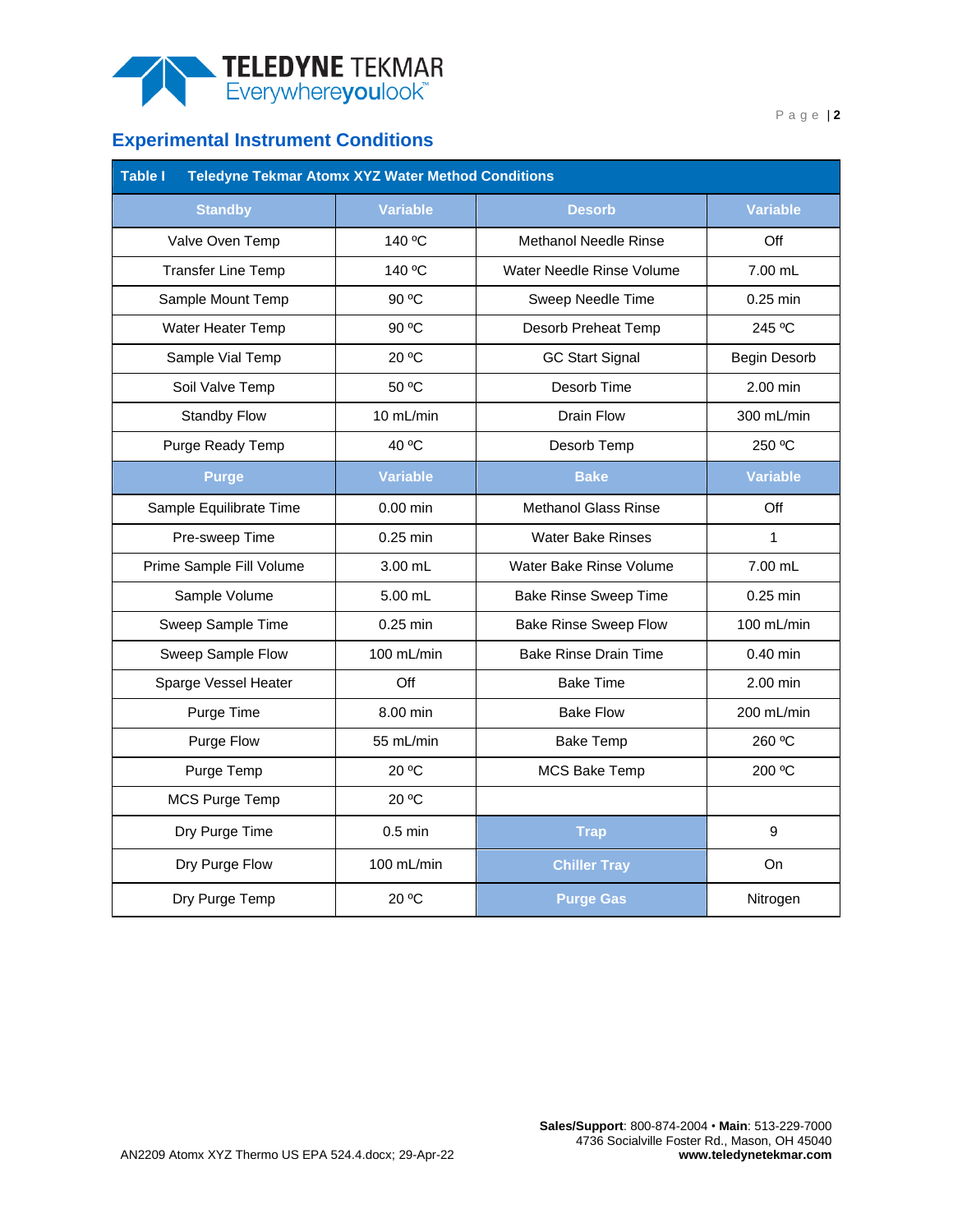## Experimental Instrument Conditions

**Table I Teledyne Tekmar Atomx XYZ Water Method Conditions**

| Standby | Variable | Desorb | Variable |
|---|---|---|---|
| Valve Oven Temp | 140 ºC | Methanol Needle Rinse | Off |
| Transfer Line Temp | 140 ºC | Water Needle Rinse Volume | 7.00 mL |
| Sample Mount Temp | 90 ºC | Sweep Needle Time | 0.25 min |
| Water Heater Temp | 90 ºC | Desorb Preheat Temp | 245 ºC |
| Sample Vial Temp | 20 ºC | GC Start Signal | Begin Desorb |
| Soil Valve Temp | 50 ºC | Desorb Time | 2.00 min |
| Standby Flow | 10 mL/min | Drain Flow | 300 mL/min |
| Purge Ready Temp | 40 ºC | Desorb Temp | 250 ºC |
| **Purge** | **Variable** | **Bake** | **Variable** |
| Sample Equilibrate Time | 0.00 min | Methanol Glass Rinse | Off |
| Pre-sweep Time | 0.25 min | Water Bake Rinses | 1 |
| Prime Sample Fill Volume | 3.00 mL | Water Bake Rinse Volume | 7.00 mL |
| Sample Volume | 5.00 mL | Bake Rinse Sweep Time | 0.25 min |
| Sweep Sample Time | 0.25 min | Bake Rinse Sweep Flow | 100 mL/min |
| Sweep Sample Flow | 100 mL/min | Bake Rinse Drain Time | 0.40 min |
| Sparge Vessel Heater | Off | Bake Time | 2.00 min |
| Purge Time | 8.00 min | Bake Flow | 200 mL/min |
| Purge Flow | 55 mL/min | Bake Temp | 260 ºC |
| Purge Temp | 20 ºC | MCS Bake Temp | 200 ºC |
| MCS Purge Temp | 20 ºC | | |
| Dry Purge Time | 0.5 min | **Trap** | 9 |
| Dry Purge Flow | 100 mL/min | **Chiller Tray** | On |
| Dry Purge Temp | 20 ºC | **Purge Gas** | Nitrogen |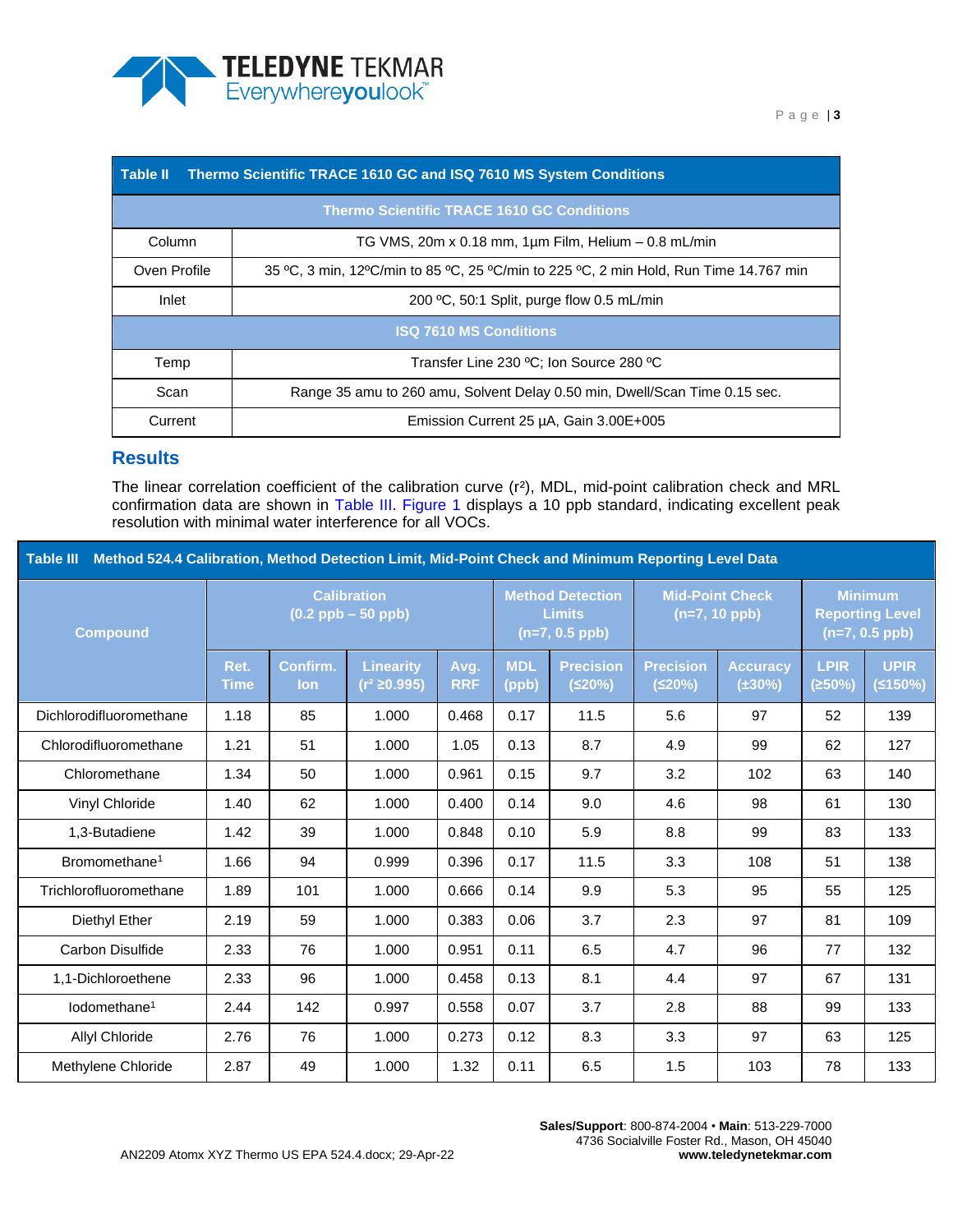| Table II Thermo Scientific TRACE 1610 GC and ISQ 7610 MS System Conditions | |
|---|---|
| **Thermo Scientific TRACE 1610 GC Conditions** | |
| Column | TG VMS, 20m x 0.18 mm, 1µm Film, Helium – 0.8 mL/min |
| Oven Profile | 35 ºC, 3 min, 12ºC/min to 85 ºC, 25 ºC/min to 225 ºC, 2 min Hold, Run Time 14.767 min |
| Inlet | 200 ºC, 50:1 Split, purge flow 0.5 mL/min |
| **ISQ 7610 MS Conditions** | |
| Temp | Transfer Line 230 ºC; Ion Source 280 ºC |
| Scan | Range 35 amu to 260 amu, Solvent Delay 0.50 min, Dwell/Scan Time 0.15 sec. |
| Current | Emission Current 25 µA, Gain 3.00E+005 |

## Results

The linear correlation coefficient of the calibration curve ($r^2$), MDL, mid-point calibration check and MRL confirmation data are shown in Table III. Figure 1 displays a 10 ppb standard, indicating excellent peak resolution with minimal water interference for all VOCs.

**Table III Method 524.4 Calibration, Method Detection Limit, Mid-Point Check and Minimum Reporting Level Data**

| Compound | Calibration (0.2 ppb – 50 ppb) | | | | Method Detection Limits (n=7, 0.5 ppb) | | Mid-Point Check (n=7, 10 ppb) | | Minimum Reporting Level (n=7, 0.5 ppb) | |
|---|---|---|---|---|---|---|---|---|---|---|
| | Ret. Time | Confirm. Ion | Linearity ($r^2$ ≥0.995) | Avg. RRF | MDL (ppb) | Precision (≤20%) | Precision (≤20%) | Accuracy (±30%) | LPIR (≥50%) | UPIR (≤150%) |
| Dichlorodifluoromethane | 1.18 | 85 | 1.000 | 0.468 | 0.17 | 11.5 | 5.6 | 97 | 52 | 139 |
| Chlorodifluoromethane | 1.21 | 51 | 1.000 | 1.05 | 0.13 | 8.7 | 4.9 | 99 | 62 | 127 |
| Chloromethane | 1.34 | 50 | 1.000 | 0.961 | 0.15 | 9.7 | 3.2 | 102 | 63 | 140 |
| Vinyl Chloride | 1.40 | 62 | 1.000 | 0.400 | 0.14 | 9.0 | 4.6 | 98 | 61 | 130 |
| 1,3-Butadiene | 1.42 | 39 | 1.000 | 0.848 | 0.10 | 5.9 | 8.8 | 99 | 83 | 133 |
| Bromomethane[1] | 1.66 | 94 | 0.999 | 0.396 | 0.17 | 11.5 | 3.3 | 108 | 51 | 138 |
| Trichlorofluoromethane | 1.89 | 101 | 1.000 | 0.666 | 0.14 | 9.9 | 5.3 | 95 | 55 | 125 |
| Diethyl Ether | 2.19 | 59 | 1.000 | 0.383 | 0.06 | 3.7 | 2.3 | 97 | 81 | 109 |
| Carbon Disulfide | 2.33 | 76 | 1.000 | 0.951 | 0.11 | 6.5 | 4.7 | 96 | 77 | 132 |
| 1,1-Dichloroethene | 2.33 | 96 | 1.000 | 0.458 | 0.13 | 8.1 | 4.4 | 97 | 67 | 131 |
| Iodomethane[1] | 2.44 | 142 | 0.997 | 0.558 | 0.07 | 3.7 | 2.8 | 88 | 99 | 133 |
| Allyl Chloride | 2.76 | 76 | 1.000 | 0.273 | 0.12 | 8.3 | 3.3 | 97 | 63 | 125 |
| Methylene Chloride | 2.87 | 49 | 1.000 | 1.32 | 0.11 | 6.5 | 1.5 | 103 | 78 | 133 |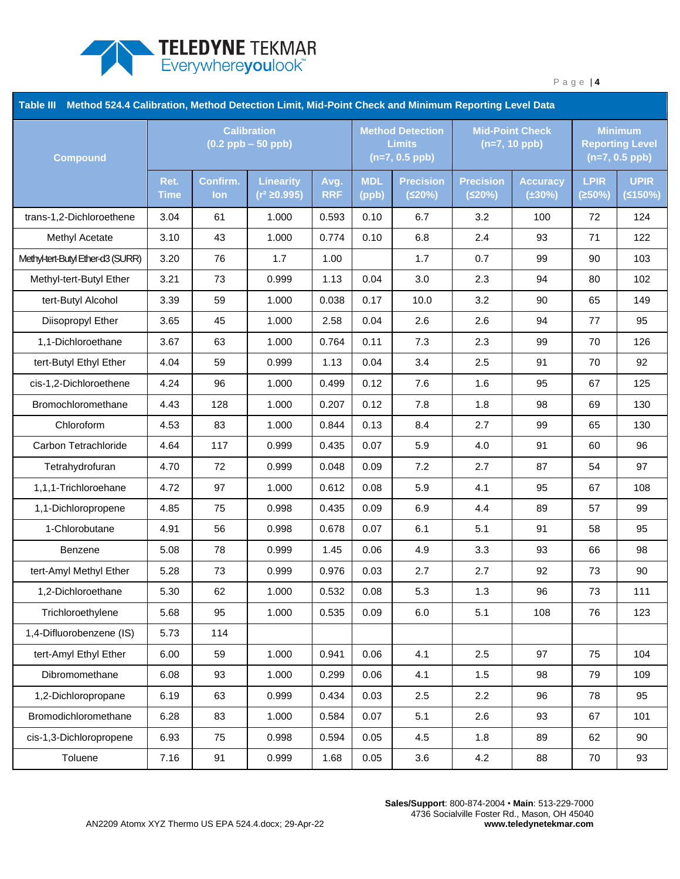**Table III Method 524.4 Calibration, Method Detection Limit, Mid-Point Check and Minimum Reporting Level Data**

| Compound | Calibration (0.2 ppb – 50 ppb) | | | | Method Detection Limits (n=7, 0.5 ppb) | | Mid-Point Check (n=7, 10 ppb) | | Minimum Reporting Level (n=7, 0.5 ppb) | |
|---|---|---|---|---|---|---|---|---|---|---|
| | Ret. Time | Confirm. Ion | Linearity ($r^2$ ≥0.995) | Avg. RRF | MDL (ppb) | Precision (≤20%) | Precision (≤20%) | Accuracy (±30%) | LPIR (≥50%) | UPIR (≤150%) |
| trans-1,2-Dichloroethene | 3.04 | 61 | 1.000 | 0.593 | 0.10 | 6.7 | 3.2 | 100 | 72 | 124 |
| Methyl Acetate | 3.10 | 43 | 1.000 | 0.774 | 0.10 | 6.8 | 2.4 | 93 | 71 | 122 |
| Methyl-tert-Butyl Ether-d3 (SURR) | 3.20 | 76 | 1.7 | 1.00 | | 1.7 | 0.7 | 99 | 90 | 103 |
| Methyl-tert-Butyl Ether | 3.21 | 73 | 0.999 | 1.13 | 0.04 | 3.0 | 2.3 | 94 | 80 | 102 |
| tert-Butyl Alcohol | 3.39 | 59 | 1.000 | 0.038 | 0.17 | 10.0 | 3.2 | 90 | 65 | 149 |
| Diisopropyl Ether | 3.65 | 45 | 1.000 | 2.58 | 0.04 | 2.6 | 2.6 | 94 | 77 | 95 |
| 1,1-Dichloroethane | 3.67 | 63 | 1.000 | 0.764 | 0.11 | 7.3 | 2.3 | 99 | 70 | 126 |
| tert-Butyl Ethyl Ether | 4.04 | 59 | 0.999 | 1.13 | 0.04 | 3.4 | 2.5 | 91 | 70 | 92 |
| cis-1,2-Dichloroethene | 4.24 | 96 | 1.000 | 0.499 | 0.12 | 7.6 | 1.6 | 95 | 67 | 125 |
| Bromochloromethane | 4.43 | 128 | 1.000 | 0.207 | 0.12 | 7.8 | 1.8 | 98 | 69 | 130 |
| Chloroform | 4.53 | 83 | 1.000 | 0.844 | 0.13 | 8.4 | 2.7 | 99 | 65 | 130 |
| Carbon Tetrachloride | 4.64 | 117 | 0.999 | 0.435 | 0.07 | 5.9 | 4.0 | 91 | 60 | 96 |
| Tetrahydrofuran | 4.70 | 72 | 0.999 | 0.048 | 0.09 | 7.2 | 2.7 | 87 | 54 | 97 |
| 1,1,1-Trichloroehane | 4.72 | 97 | 1.000 | 0.612 | 0.08 | 5.9 | 4.1 | 95 | 67 | 108 |
| 1,1-Dichloropropene | 4.85 | 75 | 0.998 | 0.435 | 0.09 | 6.9 | 4.4 | 89 | 57 | 99 |
| 1-Chlorobutane | 4.91 | 56 | 0.998 | 0.678 | 0.07 | 6.1 | 5.1 | 91 | 58 | 95 |
| Benzene | 5.08 | 78 | 0.999 | 1.45 | 0.06 | 4.9 | 3.3 | 93 | 66 | 98 |
| tert-Amyl Methyl Ether | 5.28 | 73 | 0.999 | 0.976 | 0.03 | 2.7 | 2.7 | 92 | 73 | 90 |
| 1,2-Dichloroethane | 5.30 | 62 | 1.000 | 0.532 | 0.08 | 5.3 | 1.3 | 96 | 73 | 111 |
| Trichloroethylene | 5.68 | 95 | 1.000 | 0.535 | 0.09 | 6.0 | 5.1 | 108 | 76 | 123 |
| 1,4-Difluorobenzene (IS) | 5.73 | 114 | | | | | | | | |
| tert-Amyl Ethyl Ether | 6.00 | 59 | 1.000 | 0.941 | 0.06 | 4.1 | 2.5 | 97 | 75 | 104 |
| Dibromomethane | 6.08 | 93 | 1.000 | 0.299 | 0.06 | 4.1 | 1.5 | 98 | 79 | 109 |
| 1,2-Dichloropropane | 6.19 | 63 | 0.999 | 0.434 | 0.03 | 2.5 | 2.2 | 96 | 78 | 95 |
| Bromodichloromethane | 6.28 | 83 | 1.000 | 0.584 | 0.07 | 5.1 | 2.6 | 93 | 67 | 101 |
| cis-1,3-Dichloropropene | 6.93 | 75 | 0.998 | 0.594 | 0.05 | 4.5 | 1.8 | 89 | 62 | 90 |
| Toluene | 7.16 | 91 | 0.999 | 1.68 | 0.05 | 3.6 | 4.2 | 88 | 70 | 93 |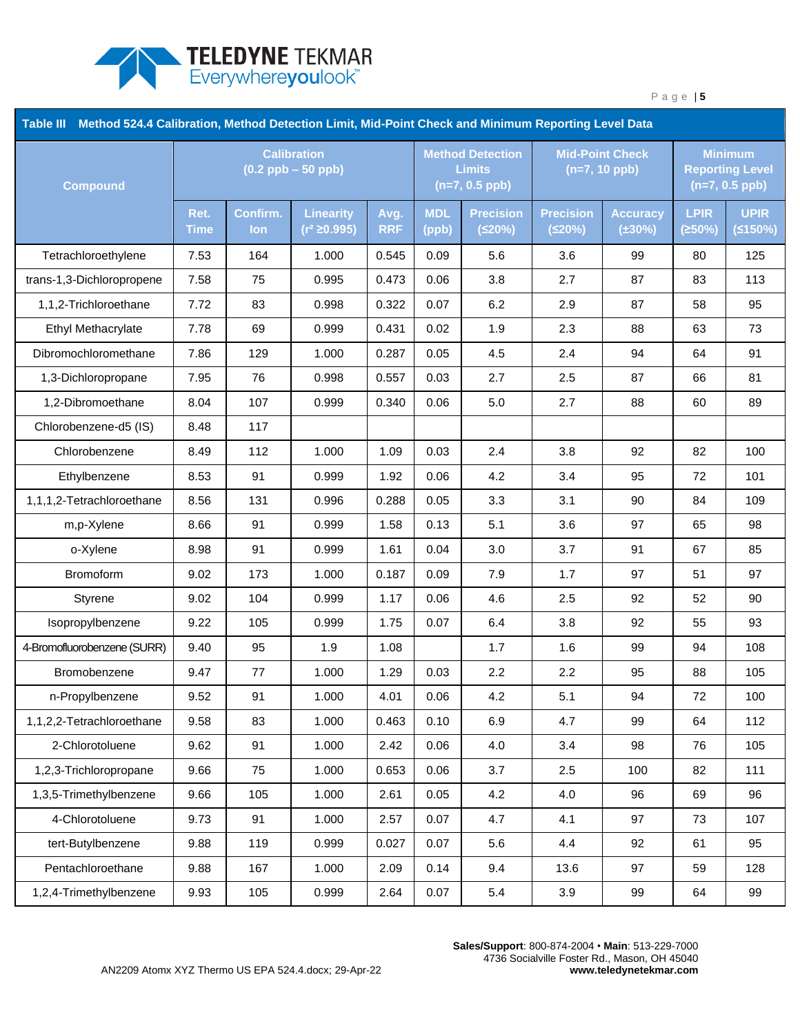**Table III Method 524.4 Calibration, Method Detection Limit, Mid-Point Check and Minimum Reporting Level Data**

| Compound | Calibration (0.2 ppb – 50 ppb) | | | | Method Detection Limits (n=7, 0.5 ppb) | | Mid-Point Check (n=7, 10 ppb) | | Minimum Reporting Level (n=7, 0.5 ppb) | |
|---|---|---|---|---|---|---|---|---|---|---|
| | Ret. Time | Confirm. Ion | Linearity ($r^2$ ≥0.995) | Avg. RRF | MDL (ppb) | Precision (≤20%) | Precision (≤20%) | Accuracy (±30%) | LPIR (≥50%) | UPIR (≤150%) |
| Tetrachloroethylene | 7.53 | 164 | 1.000 | 0.545 | 0.09 | 5.6 | 3.6 | 99 | 80 | 125 |
| trans-1,3-Dichloropropene | 7.58 | 75 | 0.995 | 0.473 | 0.06 | 3.8 | 2.7 | 87 | 83 | 113 |
| 1,1,2-Trichloroethane | 7.72 | 83 | 0.998 | 0.322 | 0.07 | 6.2 | 2.9 | 87 | 58 | 95 |
| Ethyl Methacrylate | 7.78 | 69 | 0.999 | 0.431 | 0.02 | 1.9 | 2.3 | 88 | 63 | 73 |
| Dibromochloromethane | 7.86 | 129 | 1.000 | 0.287 | 0.05 | 4.5 | 2.4 | 94 | 64 | 91 |
| 1,3-Dichloropropane | 7.95 | 76 | 0.998 | 0.557 | 0.03 | 2.7 | 2.5 | 87 | 66 | 81 |
| 1,2-Dibromoethane | 8.04 | 107 | 0.999 | 0.340 | 0.06 | 5.0 | 2.7 | 88 | 60 | 89 |
| Chlorobenzene-d5 (IS) | 8.48 | 117 | | | | | | | | |
| Chlorobenzene | 8.49 | 112 | 1.000 | 1.09 | 0.03 | 2.4 | 3.8 | 92 | 82 | 100 |
| Ethylbenzene | 8.53 | 91 | 0.999 | 1.92 | 0.06 | 4.2 | 3.4 | 95 | 72 | 101 |
| 1,1,1,2-Tetrachloroethane | 8.56 | 131 | 0.996 | 0.288 | 0.05 | 3.3 | 3.1 | 90 | 84 | 109 |
| m,p-Xylene | 8.66 | 91 | 0.999 | 1.58 | 0.13 | 5.1 | 3.6 | 97 | 65 | 98 |
| o-Xylene | 8.98 | 91 | 0.999 | 1.61 | 0.04 | 3.0 | 3.7 | 91 | 67 | 85 |
| Bromoform | 9.02 | 173 | 1.000 | 0.187 | 0.09 | 7.9 | 1.7 | 97 | 51 | 97 |
| Styrene | 9.02 | 104 | 0.999 | 1.17 | 0.06 | 4.6 | 2.5 | 92 | 52 | 90 |
| Isopropylbenzene | 9.22 | 105 | 0.999 | 1.75 | 0.07 | 6.4 | 3.8 | 92 | 55 | 93 |
| 4-Bromofluorobenzene (SURR) | 9.40 | 95 | 1.9 | 1.08 | | 1.7 | 1.6 | 99 | 94 | 108 |
| Bromobenzene | 9.47 | 77 | 1.000 | 1.29 | 0.03 | 2.2 | 2.2 | 95 | 88 | 105 |
| n-Propylbenzene | 9.52 | 91 | 1.000 | 4.01 | 0.06 | 4.2 | 5.1 | 94 | 72 | 100 |
| 1,1,2,2-Tetrachloroethane | 9.58 | 83 | 1.000 | 0.463 | 0.10 | 6.9 | 4.7 | 99 | 64 | 112 |
| 2-Chlorotoluene | 9.62 | 91 | 1.000 | 2.42 | 0.06 | 4.0 | 3.4 | 98 | 76 | 105 |
| 1,2,3-Trichloropropane | 9.66 | 75 | 1.000 | 0.653 | 0.06 | 3.7 | 2.5 | 100 | 82 | 111 |
| 1,3,5-Trimethylbenzene | 9.66 | 105 | 1.000 | 2.61 | 0.05 | 4.2 | 4.0 | 96 | 69 | 96 |
| 4-Chlorotoluene | 9.73 | 91 | 1.000 | 2.57 | 0.07 | 4.7 | 4.1 | 97 | 73 | 107 |
| tert-Butylbenzene | 9.88 | 119 | 0.999 | 0.027 | 0.07 | 5.6 | 4.4 | 92 | 61 | 95 |
| Pentachloroethane | 9.88 | 167 | 1.000 | 2.09 | 0.14 | 9.4 | 13.6 | 97 | 59 | 128 |
| 1,2,4-Trimethylbenzene | 9.93 | 105 | 0.999 | 2.64 | 0.07 | 5.4 | 3.9 | 99 | 64 | 99 |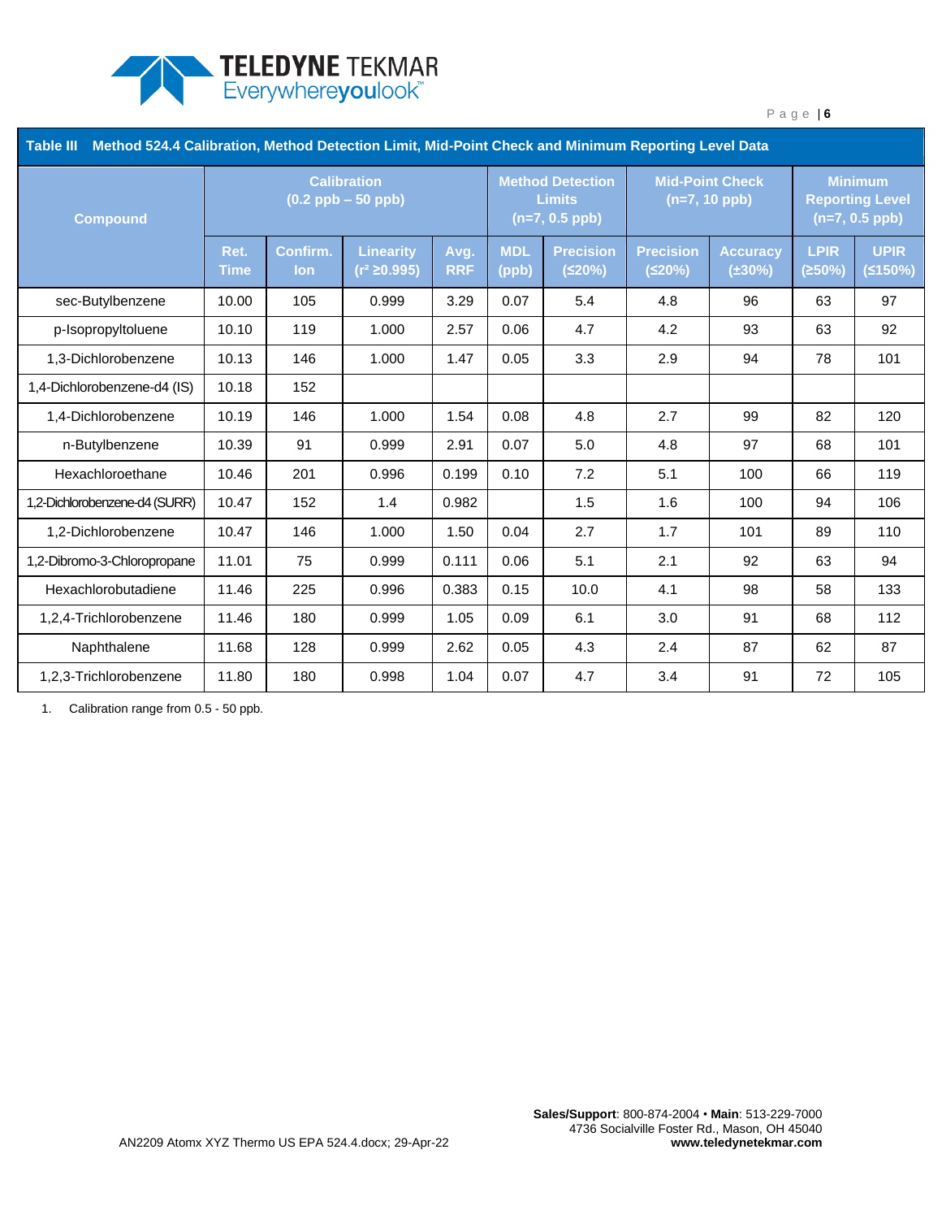**Table III Method 524.4 Calibration, Method Detection Limit, Mid-Point Check and Minimum Reporting Level Data**

| Compound | Calibration (0.2 ppb – 50 ppb) | | | | Method Detection Limits (n=7, 0.5 ppb) | | Mid-Point Check (n=7, 10 ppb) | | Minimum Reporting Level (n=7, 0.5 ppb) | |
|---|---|---|---|---|---|---|---|---|---|---|
| | Ret. Time | Confirm. Ion | Linearity ($r^2$ ≥0.995) | Avg. RRF | MDL (ppb) | Precision (≤20%) | Precision (≤20%) | Accuracy (±30%) | LPIR (≥50%) | UPIR (≤150%) |
| sec-Butylbenzene | 10.00 | 105 | 0.999 | 3.29 | 0.07 | 5.4 | 4.8 | 96 | 63 | 97 |
| p-Isopropyltoluene | 10.10 | 119 | 1.000 | 2.57 | 0.06 | 4.7 | 4.2 | 93 | 63 | 92 |
| 1,3-Dichlorobenzene | 10.13 | 146 | 1.000 | 1.47 | 0.05 | 3.3 | 2.9 | 94 | 78 | 101 |
| 1,4-Dichlorobenzene-d4 (IS) | 10.18 | 152 | | | | | | | | |
| 1,4-Dichlorobenzene | 10.19 | 146 | 1.000 | 1.54 | 0.08 | 4.8 | 2.7 | 99 | 82 | 120 |
| n-Butylbenzene | 10.39 | 91 | 0.999 | 2.91 | 0.07 | 5.0 | 4.8 | 97 | 68 | 101 |
| Hexachloroethane | 10.46 | 201 | 0.996 | 0.199 | 0.10 | 7.2 | 5.1 | 100 | 66 | 119 |
| 1,2-Dichlorobenzene-d4 (SURR) | 10.47 | 152 | 1.4 | 0.982 | | 1.5 | 1.6 | 100 | 94 | 106 |
| 1,2-Dichlorobenzene | 10.47 | 146 | 1.000 | 1.50 | 0.04 | 2.7 | 1.7 | 101 | 89 | 110 |
| 1,2-Dibromo-3-Chloropropane | 11.01 | 75 | 0.999 | 0.111 | 0.06 | 5.1 | 2.1 | 92 | 63 | 94 |
| Hexachlorobutadiene | 11.46 | 225 | 0.996 | 0.383 | 0.15 | 10.0 | 4.1 | 98 | 58 | 133 |
| 1,2,4-Trichlorobenzene | 11.46 | 180 | 0.999 | 1.05 | 0.09 | 6.1 | 3.0 | 91 | 68 | 112 |
| Naphthalene | 11.68 | 128 | 0.999 | 2.62 | 0.05 | 4.3 | 2.4 | 87 | 62 | 87 |
| 1,2,3-Trichlorobenzene | 11.80 | 180 | 0.998 | 1.04 | 0.07 | 4.7 | 3.4 | 91 | 72 | 105 |

1. Calibration range from 0.5 - 50 ppb.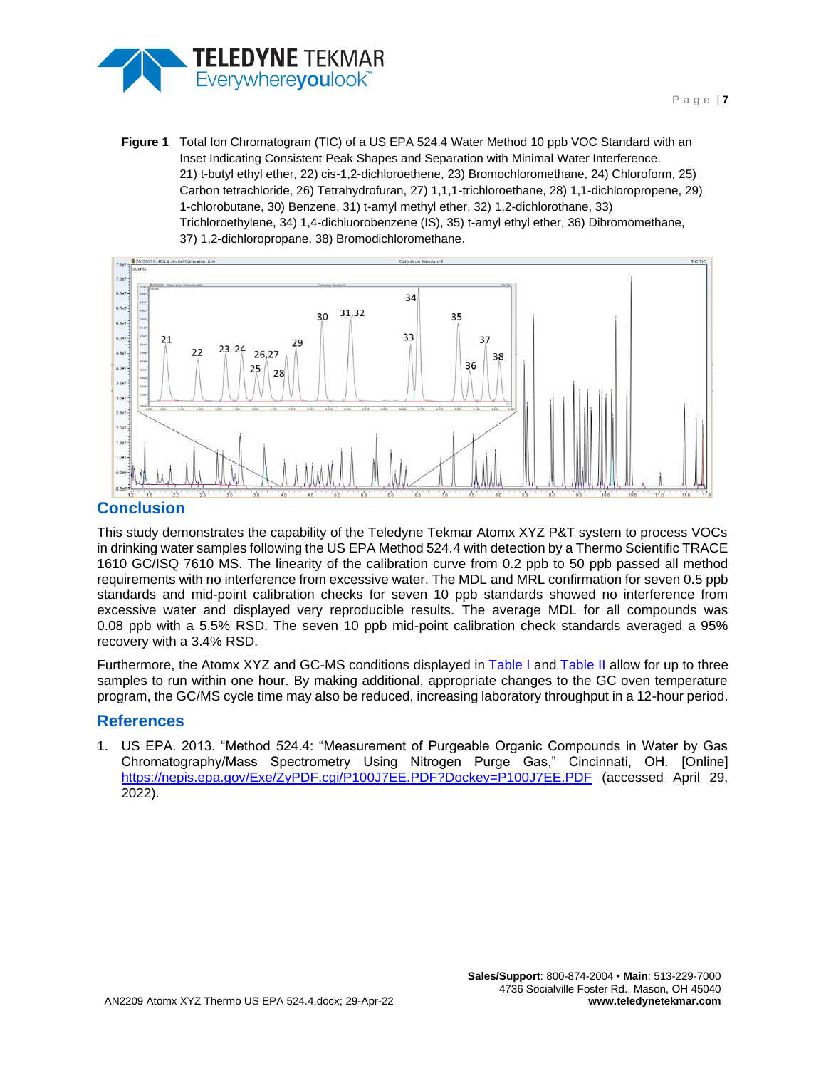**Figure 1** Total Ion Chromatogram (TIC) of a US EPA 524.4 Water Method 10 ppb VOC Standard with an Inset Indicating Consistent Peak Shapes and Separation with Minimal Water Interference. 21) t-butyl ethyl ether, 22) cis-1,2-dichloroethene, 23) Bromochloromethane, 24) Chloroform, 25) Carbon tetrachloride, 26) Tetrahydrofuran, 27) 1,1,1-trichloroethane, 28) 1,1-dichloropropene, 29) 1-chlorobutane, 30) Benzene, 31) t-amyl methyl ether, 32) 1,2-dichlorothane, 33) Trichloroethylene, 34) 1,4-dichluorobenzene (IS), 35) t-amyl ethyl ether, 36) Dibromomethane, 37) 1,2-dichloropropane, 38) Bromodichloromethane.

20220331 - 524.4 - Initial Calibration #19

Calibration Standard 8

TIC: TIC

counts

21 22 23 24 25 26,27 28 29 30 31,32 33 34 35 36 37 38

## Conclusion

This study demonstrates the capability of the Teledyne Tekmar Atomx XYZ P&T system to process VOCs in drinking water samples following the US EPA Method 524.4 with detection by a Thermo Scientific TRACE 1610 GC/ISQ 7610 MS. The linearity of the calibration curve from 0.2 ppb to 50 ppb passed all method requirements with no interference from excessive water. The MDL and MRL confirmation for seven 0.5 ppb standards and mid-point calibration checks for seven 10 ppb standards showed no interference from excessive water and displayed very reproducible results. The average MDL for all compounds was 0.08 ppb with a 5.5% RSD. The seven 10 ppb mid-point calibration check standards averaged a 95% recovery with a 3.4% RSD.

Furthermore, the Atomx XYZ and GC-MS conditions displayed in Table I and Table II allow for up to three samples to run within one hour. By making additional, appropriate changes to the GC oven temperature program, the GC/MS cycle time may also be reduced, increasing laboratory throughput in a 12-hour period.

## References

1. US EPA. 2013. "Method 524.4: "Measurement of Purgeable Organic Compounds in Water by Gas Chromatography/Mass Spectrometry Using Nitrogen Purge Gas," Cincinnati, OH. [Online] https://nepis.epa.gov/Exe/ZyPDF.cgi/P100J7EE.PDF?Dockey=P100J7EE.PDF (accessed April 29, 2022).